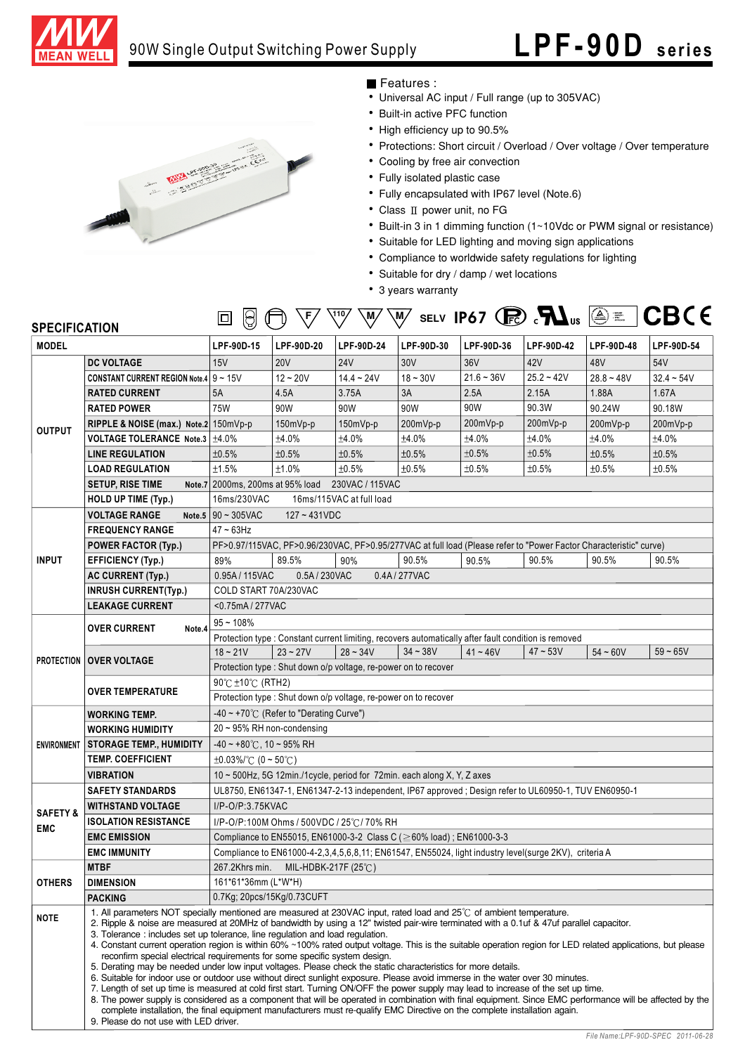# 90W Single Output Switching Power Supply

# LPF-90D series

## Features :

- Universal AC input / Full range (up to 305VAC)
- Built-in active PFC function
- High efficiency up to 90.5%
- Protections: Short circuit / Overload / Over voltage / Over temperature
- Cooling by free air convection
- Fully isolated plastic case
- Fully encapsulated with IP67 level (Note.6)
- Class Ⅱ power unit, no FG
- Built-in 3 in 1 dimming function (1~10Vdc or PWM signal or resistance)
- Suitable for LED lighting and moving sign applications
- Compliance to worldwide safety regulations for lighting
- Suitable for dry / damp / wet locations
- 3 years warranty

## SPECIFICATION

| MODEL | | LPF-90D-15 | LPF-90D-20 | LPF-90D-24 | LPF-90D-30 | LPF-90D-36 | LPF-90D-42 | LPF-90D-48 | LPF-90D-54 |
|---|---|---|---|---|---|---|---|---|---|
| OUTPUT | DC VOLTAGE | 15V | 20V | 24V | 30V | 36V | 42V | 48V | 54V |
| | CONSTANT CURRENT REGION Note.4 | 9 ~ 15V | 12 ~ 20V | 14.4 ~ 24V | 18 ~ 30V | 21.6 ~ 36V | 25.2 ~ 42V | 28.8 ~ 48V | 32.4 ~ 54V |
| | RATED CURRENT | 5A | 4.5A | 3.75A | 3A | 2.5A | 2.15A | 1.88A | 1.67A |
| | RATED POWER | 75W | 90W | 90W | 90W | 90W | 90.3W | 90.24W | 90.18W |
| | RIPPLE & NOISE (max.) Note.2 | 150mVp-p | 150mVp-p | 150mVp-p | 200mVp-p | 200mVp-p | 200mVp-p | 200mVp-p | 200mVp-p |
| | VOLTAGE TOLERANCE Note.3 | ±4.0% | ±4.0% | ±4.0% | ±4.0% | ±4.0% | ±4.0% | ±4.0% | ±4.0% |
| | LINE REGULATION | ±0.5% | ±0.5% | ±0.5% | ±0.5% | ±0.5% | ±0.5% | ±0.5% | ±0.5% |
| | LOAD REGULATION | ±1.5% | ±1.0% | ±0.5% | ±0.5% | ±0.5% | ±0.5% | ±0.5% | ±0.5% |
| | SETUP, RISE TIME Note.7 | 2000ms, 200ms at 95% load 230VAC / 115VAC | | | | | | | |
| | HOLD UP TIME (Typ.) | 16ms/230VAC 16ms/115VAC at full load | | | | | | | |
| INPUT | VOLTAGE RANGE Note.5 | 90 ~ 305VAC 127 ~ 431VDC | | | | | | | |
| | FREQUENCY RANGE | 47 ~ 63Hz | | | | | | | |
| | POWER FACTOR (Typ.) | PF>0.97/115VAC, PF>0.96/230VAC, PF>0.95/277VAC at full load (Please refer to "Power Factor Characteristic" curve) | | | | | | | |
| | EFFICIENCY (Typ.) | 89% | 89.5% | 90% | 90.5% | 90.5% | 90.5% | 90.5% | 90.5% |
| | AC CURRENT (Typ.) | 0.95A / 115VAC 0.5A / 230VAC 0.4A / 277VAC | | | | | | | |
| | INRUSH CURRENT(Typ.) | COLD START 70A/230VAC | | | | | | | |
| | LEAKAGE CURRENT | <0.75mA / 277VAC | | | | | | | |
| PROTECTION | OVER CURRENT Note.4 | 95 ~ 108% | | | | | | | |
| | | Protection type : Constant current limiting, recovers automatically after fault condition is removed | | | | | | | |
| | OVER VOLTAGE | 18 ~ 21V | 23 ~ 27V | 28 ~ 34V | 34 ~ 38V | 41 ~ 46V | 47 ~ 53V | 54 ~ 60V | 59 ~ 65V |
| | | Protection type : Shut down o/p voltage, re-power on to recover | | | | | | | |
| | OVER TEMPERATURE | 90℃ ±10℃ (RTH2) | | | | | | | |
| | | Protection type : Shut down o/p voltage, re-power on to recover | | | | | | | |
| ENVIRONMENT | WORKING TEMP. | -40 ~ +70℃ (Refer to "Derating Curve") | | | | | | | |
| | WORKING HUMIDITY | 20 ~ 95% RH non-condensing | | | | | | | |
| | STORAGE TEMP., HUMIDITY | -40 ~ +80℃, 10 ~ 95% RH | | | | | | | |
| | TEMP. COEFFICIENT | ±0.03%/℃ (0 ~ 50℃) | | | | | | | |
| | VIBRATION | 10 ~ 500Hz, 5G 12min./1cycle, period for 72min. each along X, Y, Z axes | | | | | | | |
| SAFETY & EMC | SAFETY STANDARDS | UL8750, EN61347-1, EN61347-2-13 independent, IP67 approved ; Design refer to UL60950-1, TUV EN60950-1 | | | | | | | |
| | WITHSTAND VOLTAGE | I/P-O/P:3.75KVAC | | | | | | | |
| | ISOLATION RESISTANCE | I/P-O/P:100M Ohms / 500VDC / 25℃/ 70% RH | | | | | | | |
| | EMC EMISSION | Compliance to EN55015, EN61000-3-2 Class C (≥60% load) ; EN61000-3-3 | | | | | | | |
| | EMC IMMUNITY | Compliance to EN61000-4-2,3,4,5,6,8,11; EN61547, EN55024, light industry level(surge 2KV), criteria A | | | | | | | |
| OTHERS | MTBF | 267.2Khrs min. MIL-HDBK-217F (25℃) | | | | | | | |
| | DIMENSION | 161*61*36mm (L*W*H) | | | | | | | |
| | PACKING | 0.7Kg; 20pcs/15Kg/0.73CUFT | | | | | | | |

**NOTE**

1. All parameters NOT specially mentioned are measured at 230VAC input, rated load and 25℃ of ambient temperature.
2. Ripple & noise are measured at 20MHz of bandwidth by using a 12" twisted pair-wire terminated with a 0.1uf & 47uf parallel capacitor.
3. Tolerance : includes set up tolerance, line regulation and load regulation.
4. Constant current operation region is within 60% ~100% rated output voltage. This is the suitable operation region for LED related applications, but please reconfirm special electrical requirements for some specific system design.
5. Derating may be needed under low input voltages. Please check the static characteristics for more details.
6. Suitable for indoor use or outdoor use without direct sunlight exposure. Please avoid immerse in the water over 30 minutes.
7. Length of set up time is measured at cold first start. Turning ON/OFF the power supply may lead to increase of the set up time.
8. The power supply is considered as a component that will be operated in combination with final equipment. Since EMC performance will be affected by the complete installation, the final equipment manufacturers must re-qualify EMC Directive on the complete installation again.
9. Please do not use with LED driver.

File Name:LPF-90D-SPEC 2011-06-28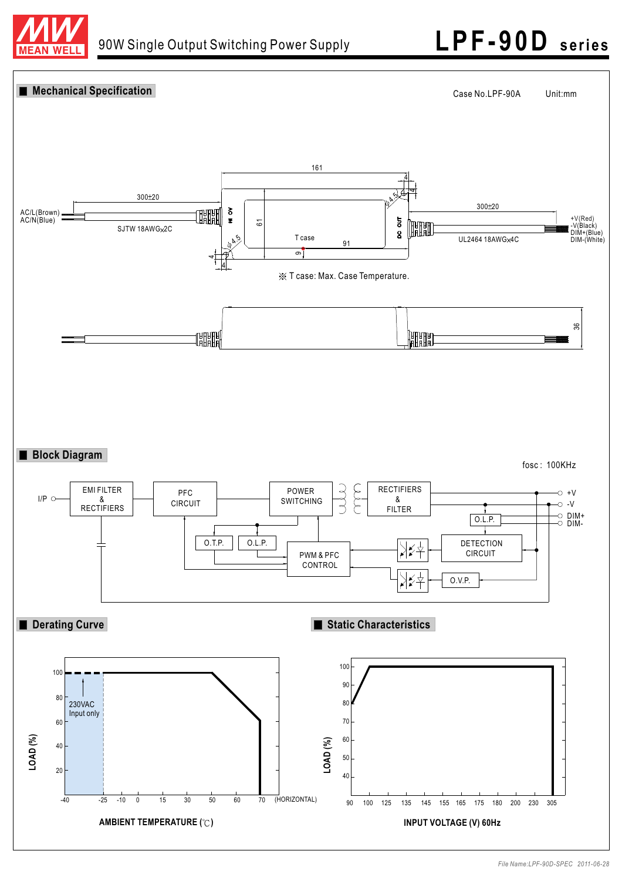## Mechanical Specification

Case No.LPF-90A　　Unit:mm

161

4

300±20

300±20

AC/L(Brown)
AC/N(Blue)

SJTW 18AWGx2C

AC IN

61

φ4.5

φ4.5

T case

91

9

DC OUT

UL2464 18AWGx4C

+V(Red)
-V(Black)
DIM+(Blue)
DIM-(White)

4

※ T case: Max. Case Temperature.

36

## Block Diagram

fosc : 100KHz

I/P

EMI FILTER & RECTIFIERS

PFC CIRCUIT

POWER SWITCHING

RECTIFIERS & FILTER

+V

-V

DIM+

DIM-

O.L.P.

O.T.P.

O.L.P.

PWM & PFC CONTROL

DETECTION CIRCUIT

O.V.P.

## Derating Curve

LOAD (%)

230VAC Input only

AMBIENT TEMPERATURE (℃)

-40, -25, -10, 0, 15, 30, 50, 60, 70 (HORIZONTAL)

20, 40, 60, 80, 100

## Static Characteristics

LOAD (%)

40, 50, 60, 70, 80, 90, 100

INPUT VOLTAGE (V) 60Hz

90, 100, 125, 135, 145, 155, 165, 175, 180, 200, 230, 305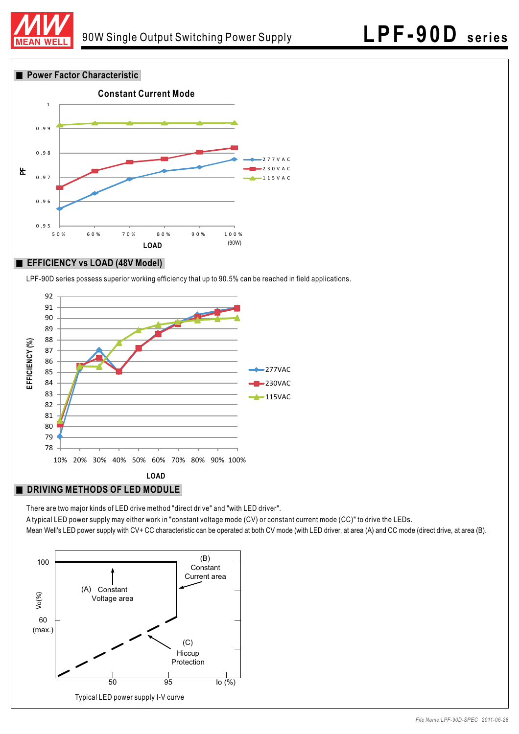## Power Factor Characteristic

Constant Current Mode

## EFFICIENCY vs LOAD (48V Model)

LPF-90D series possess superior working efficiency that up to 90.5% can be reached in field applications.

## DRIVING METHODS OF LED MODULE

There are two major kinds of LED drive method "direct drive" and "with LED driver".

A typical LED power supply may either work in "constant voltage mode (CV) or constant current mode (CC)" to drive the LEDs.

Mean Well's LED power supply with CV+ CC characteristic can be operated at both CV mode (with LED driver, at area (A) and CC mode (direct drive, at area (B).

Typical LED power supply I-V curve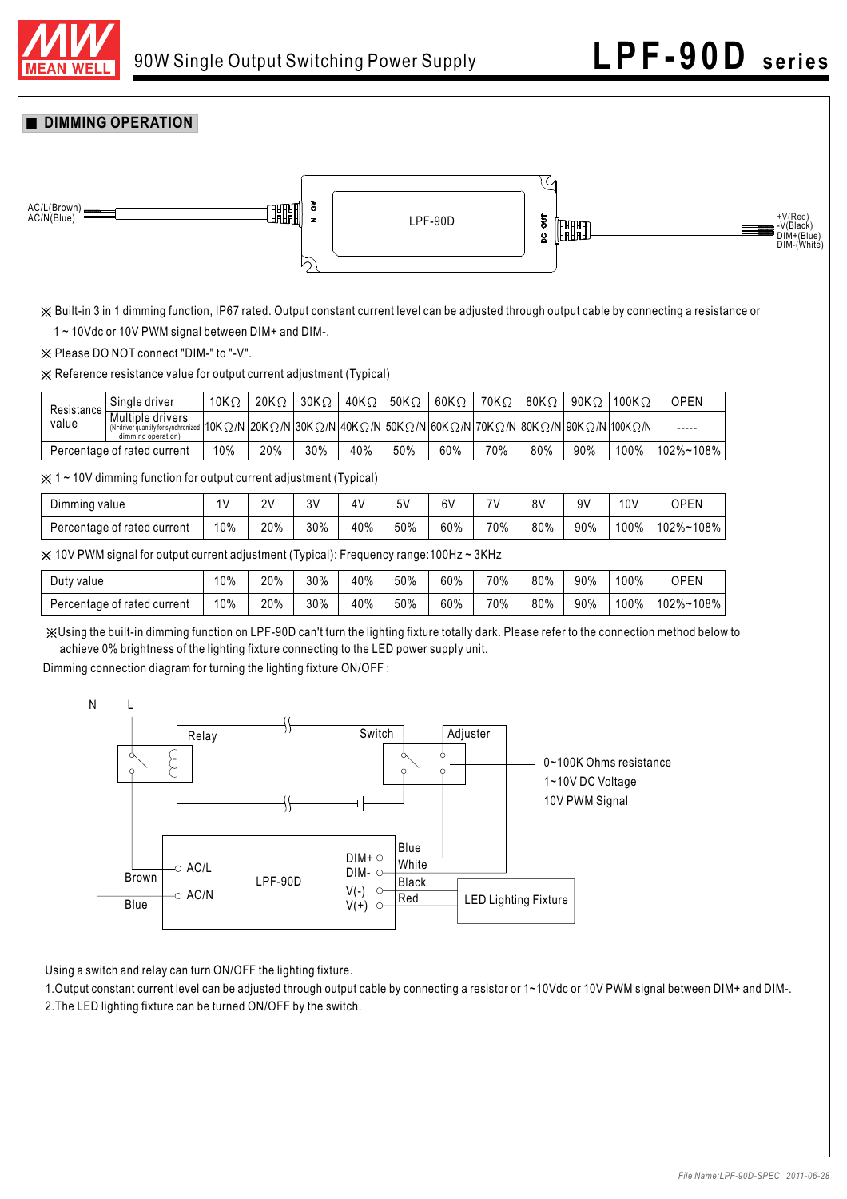## DIMMING OPERATION

AC/L(Brown)
AC/N(Blue)

AC IN

LPF-90D

DC OUT

+V(Red)
-V(Black)
DIM+(Blue)
DIM-(White)

※ Built-in 3 in 1 dimming function, IP67 rated. Output constant current level can be adjusted through output cable by connecting a resistance or 1 ~ 10Vdc or 10V PWM signal between DIM+ and DIM-.

※ Please DO NOT connect "DIM-" to "-V".

※ Reference resistance value for output current adjustment (Typical)

| Resistance value | | | | | | | | | | | | |
|---|---|---|---|---|---|---|---|---|---|---|---|---|
| Resistance value | Single driver | 10KΩ | 20KΩ | 30KΩ | 40KΩ | 50KΩ | 60KΩ | 70KΩ | 80KΩ | 90KΩ | 100KΩ | OPEN |
| | Multiple drivers (N=driver quantity for synchronized dimming operation) | 10KΩ/N | 20KΩ/N | 30KΩ/N | 40KΩ/N | 50KΩ/N | 60KΩ/N | 70KΩ/N | 80KΩ/N | 90KΩ/N | 100KΩ/N | ----- |
| Percentage of rated current | | 10% | 20% | 30% | 40% | 50% | 60% | 70% | 80% | 90% | 100% | 102%~108% |

※ 1 ~ 10V dimming function for output current adjustment (Typical)

| Dimming value | 1V | 2V | 3V | 4V | 5V | 6V | 7V | 8V | 9V | 10V | OPEN |
|---|---|---|---|---|---|---|---|---|---|---|---|
| Percentage of rated current | 10% | 20% | 30% | 40% | 50% | 60% | 70% | 80% | 90% | 100% | 102%~108% |

※ 10V PWM signal for output current adjustment (Typical): Frequency range:100Hz ~ 3KHz

| Duty value | 10% | 20% | 30% | 40% | 50% | 60% | 70% | 80% | 90% | 100% | OPEN |
|---|---|---|---|---|---|---|---|---|---|---|---|
| Percentage of rated current | 10% | 20% | 30% | 40% | 50% | 60% | 70% | 80% | 90% | 100% | 102%~108% |

※Using the built-in dimming function on LPF-90D can't turn the lighting fixture totally dark. Please refer to the connection method below to achieve 0% brightness of the lighting fixture connecting to the LED power supply unit.

Dimming connection diagram for turning the lighting fixture ON/OFF :

N L

Relay

Switch

Adjuster

0~100K Ohms resistance
1~10V DC Voltage
10V PWM Signal

AC/L
AC/N
Brown
Blue
LPF-90D
DIM+
DIM-
V(-)
V(+)
Blue
White
Black
Red
LED Lighting Fixture

Using a switch and relay can turn ON/OFF the lighting fixture.

1.Output constant current level can be adjusted through output cable by connecting a resistor or 1~10Vdc or 10V PWM signal between DIM+ and DIM-.

2.The LED lighting fixture can be turned ON/OFF by the switch.